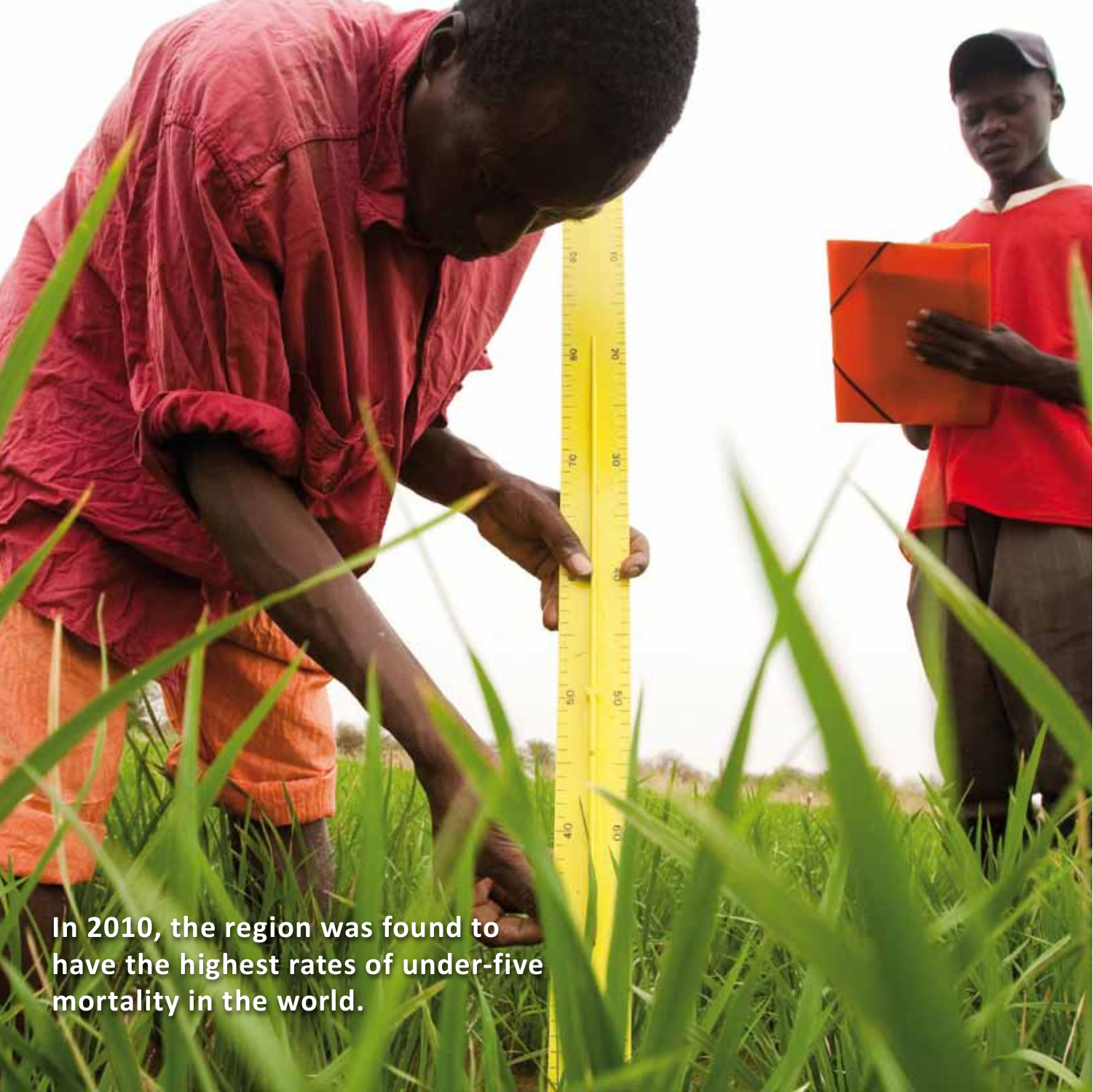**In 2010, the region was found to have the highest rates of under-five mortality in the world.**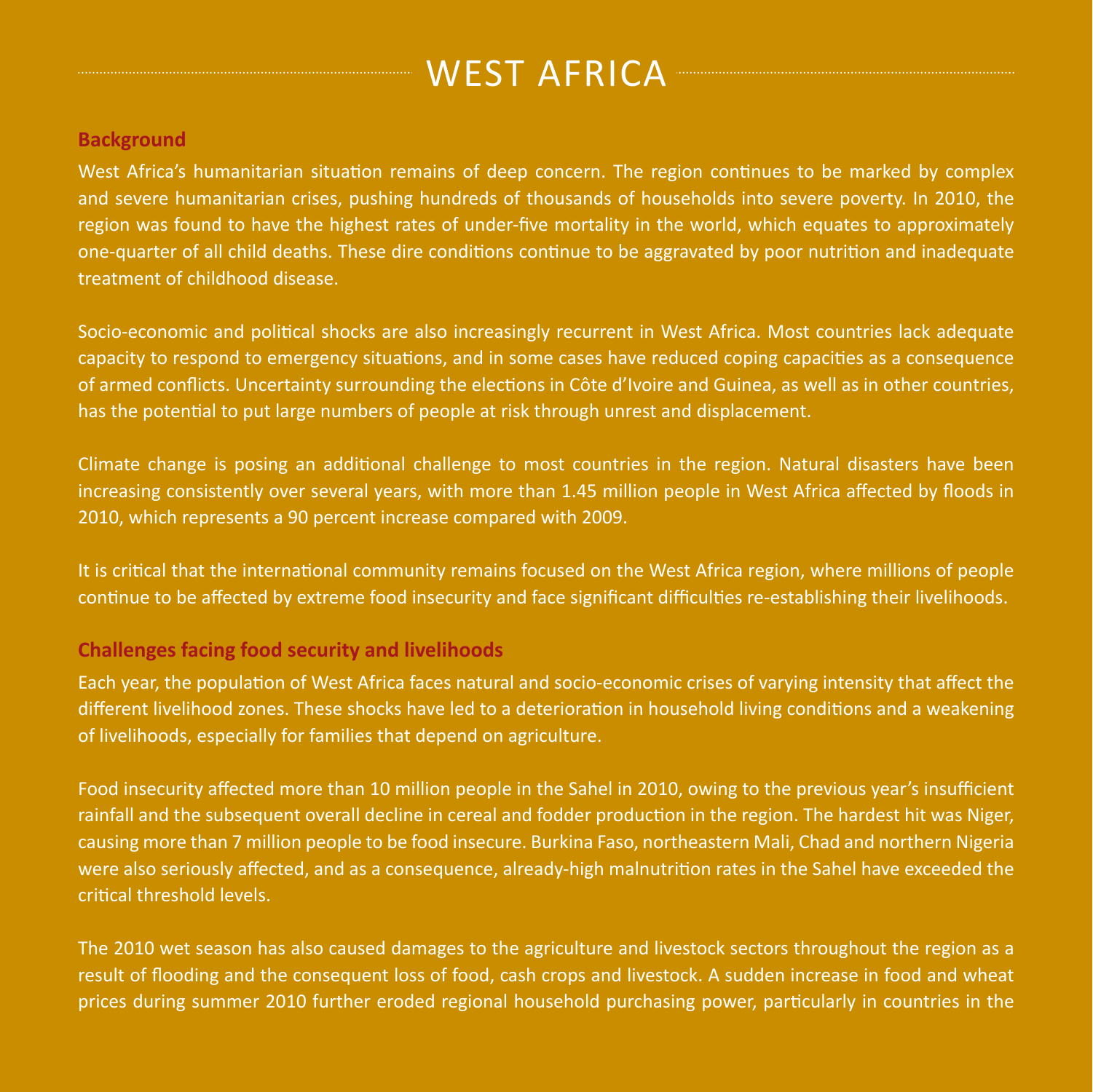# WEST AFRICA

## Background

West Africa's humanitarian situation remains of deep concern. The region continues to be marked by complex and severe humanitarian crises, pushing hundreds of thousands of households into severe poverty. In 2010, the region was found to have the highest rates of under-five mortality in the world, which equates to approximately one-quarter of all child deaths. These dire conditions continue to be aggravated by poor nutrition and inadequate treatment of childhood disease.

Socio-economic and political shocks are also increasingly recurrent in West Africa. Most countries lack adequate capacity to respond to emergency situations, and in some cases have reduced coping capacities as a consequence of armed conflicts. Uncertainty surrounding the elections in Côte d'Ivoire and Guinea, as well as in other countries, has the potential to put large numbers of people at risk through unrest and displacement.

Climate change is posing an additional challenge to most countries in the region. Natural disasters have been increasing consistently over several years, with more than 1.45 million people in West Africa affected by floods in 2010, which represents a 90 percent increase compared with 2009.

It is critical that the international community remains focused on the West Africa region, where millions of people continue to be affected by extreme food insecurity and face significant difficulties re-establishing their livelihoods.

## Challenges facing food security and livelihoods

Each year, the population of West Africa faces natural and socio-economic crises of varying intensity that affect the different livelihood zones. These shocks have led to a deterioration in household living conditions and a weakening of livelihoods, especially for families that depend on agriculture.

Food insecurity affected more than 10 million people in the Sahel in 2010, owing to the previous year's insufficient rainfall and the subsequent overall decline in cereal and fodder production in the region. The hardest hit was Niger, causing more than 7 million people to be food insecure. Burkina Faso, northeastern Mali, Chad and northern Nigeria were also seriously affected, and as a consequence, already-high malnutrition rates in the Sahel have exceeded the critical threshold levels.

The 2010 wet season has also caused damages to the agriculture and livestock sectors throughout the region as a result of flooding and the consequent loss of food, cash crops and livestock. A sudden increase in food and wheat prices during summer 2010 further eroded regional household purchasing power, particularly in countries in the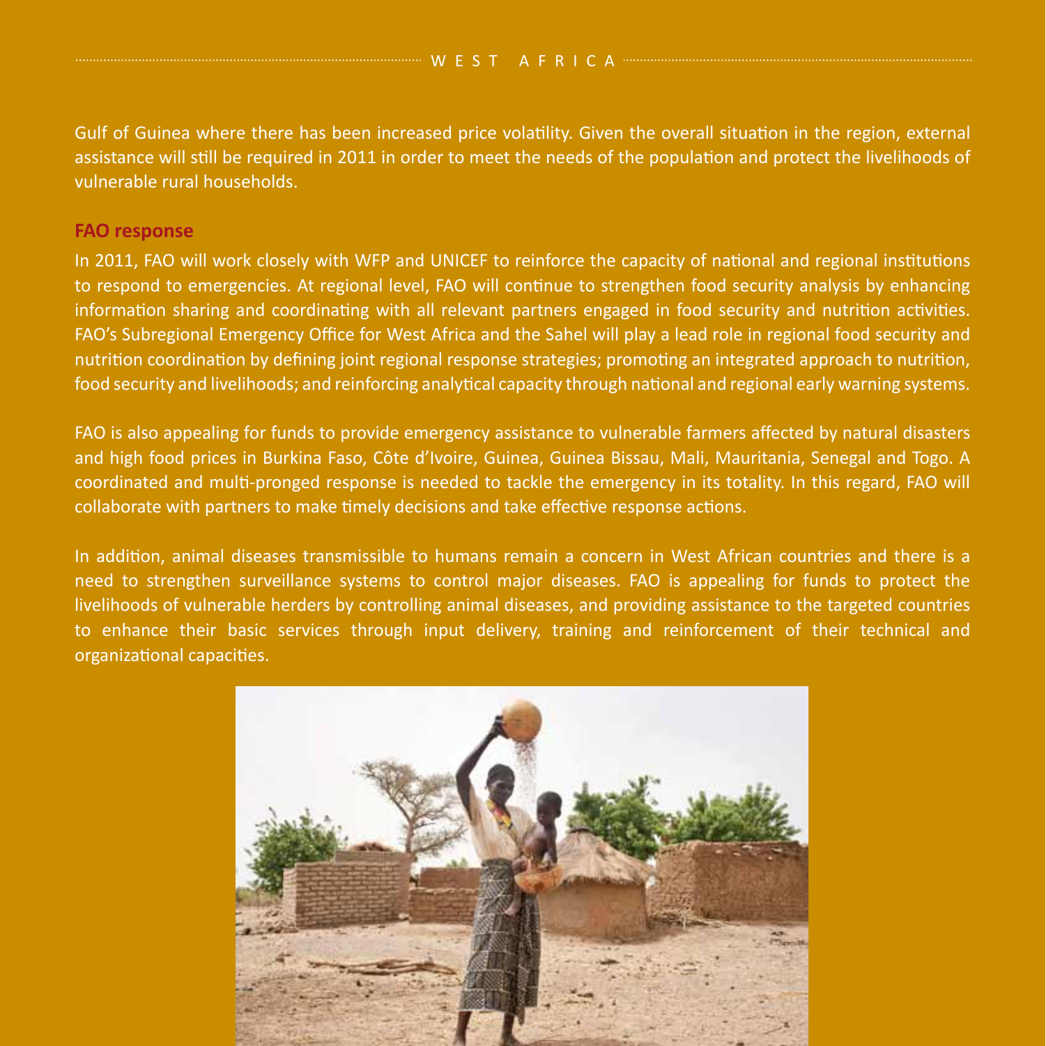Gulf of Guinea where there has been increased price volatility. Given the overall situation in the region, external assistance will still be required in 2011 in order to meet the needs of the population and protect the livelihoods of vulnerable rural households.

## FAO response

In 2011, FAO will work closely with WFP and UNICEF to reinforce the capacity of national and regional institutions to respond to emergencies. At regional level, FAO will continue to strengthen food security analysis by enhancing information sharing and coordinating with all relevant partners engaged in food security and nutrition activities. FAO's Subregional Emergency Office for West Africa and the Sahel will play a lead role in regional food security and nutrition coordination by defining joint regional response strategies; promoting an integrated approach to nutrition, food security and livelihoods; and reinforcing analytical capacity through national and regional early warning systems.

FAO is also appealing for funds to provide emergency assistance to vulnerable farmers affected by natural disasters and high food prices in Burkina Faso, Côte d'Ivoire, Guinea, Guinea Bissau, Mali, Mauritania, Senegal and Togo. A coordinated and multi-pronged response is needed to tackle the emergency in its totality. In this regard, FAO will collaborate with partners to make timely decisions and take effective response actions.

In addition, animal diseases transmissible to humans remain a concern in West African countries and there is a need to strengthen surveillance systems to control major diseases. FAO is appealing for funds to protect the livelihoods of vulnerable herders by controlling animal diseases, and providing assistance to the targeted countries to enhance their basic services through input delivery, training and reinforcement of their technical and organizational capacities.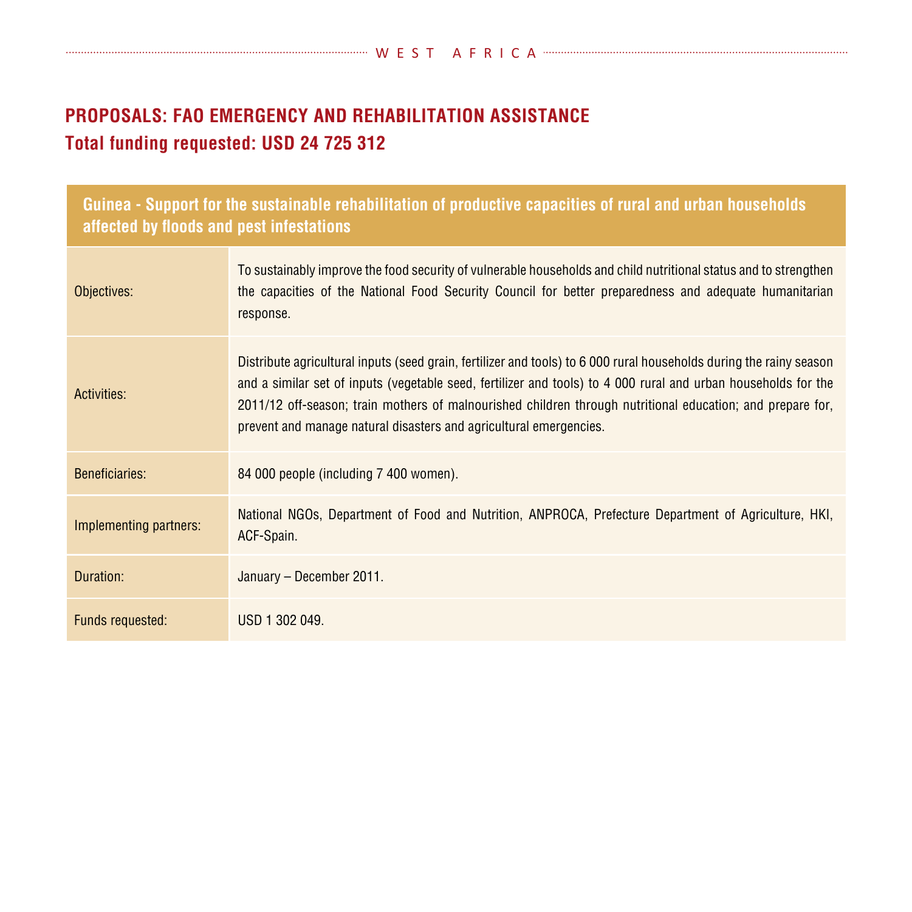## PROPOSALS: FAO EMERGENCY AND REHABILITATION ASSISTANCE

## Total funding requested: USD 24 725 312

| Guinea - Support for the sustainable rehabilitation of productive capacities of rural and urban households affected by floods and pest infestations | |
|---|---|
| Objectives: | To sustainably improve the food security of vulnerable households and child nutritional status and to strengthen the capacities of the National Food Security Council for better preparedness and adequate humanitarian response. |
| Activities: | Distribute agricultural inputs (seed grain, fertilizer and tools) to 6 000 rural households during the rainy season and a similar set of inputs (vegetable seed, fertilizer and tools) to 4 000 rural and urban households for the 2011/12 off-season; train mothers of malnourished children through nutritional education; and prepare for, prevent and manage natural disasters and agricultural emergencies. |
| Beneficiaries: | 84 000 people (including 7 400 women). |
| Implementing partners: | National NGOs, Department of Food and Nutrition, ANPROCA, Prefecture Department of Agriculture, HKI, ACF-Spain. |
| Duration: | January – December 2011. |
| Funds requested: | USD 1 302 049. |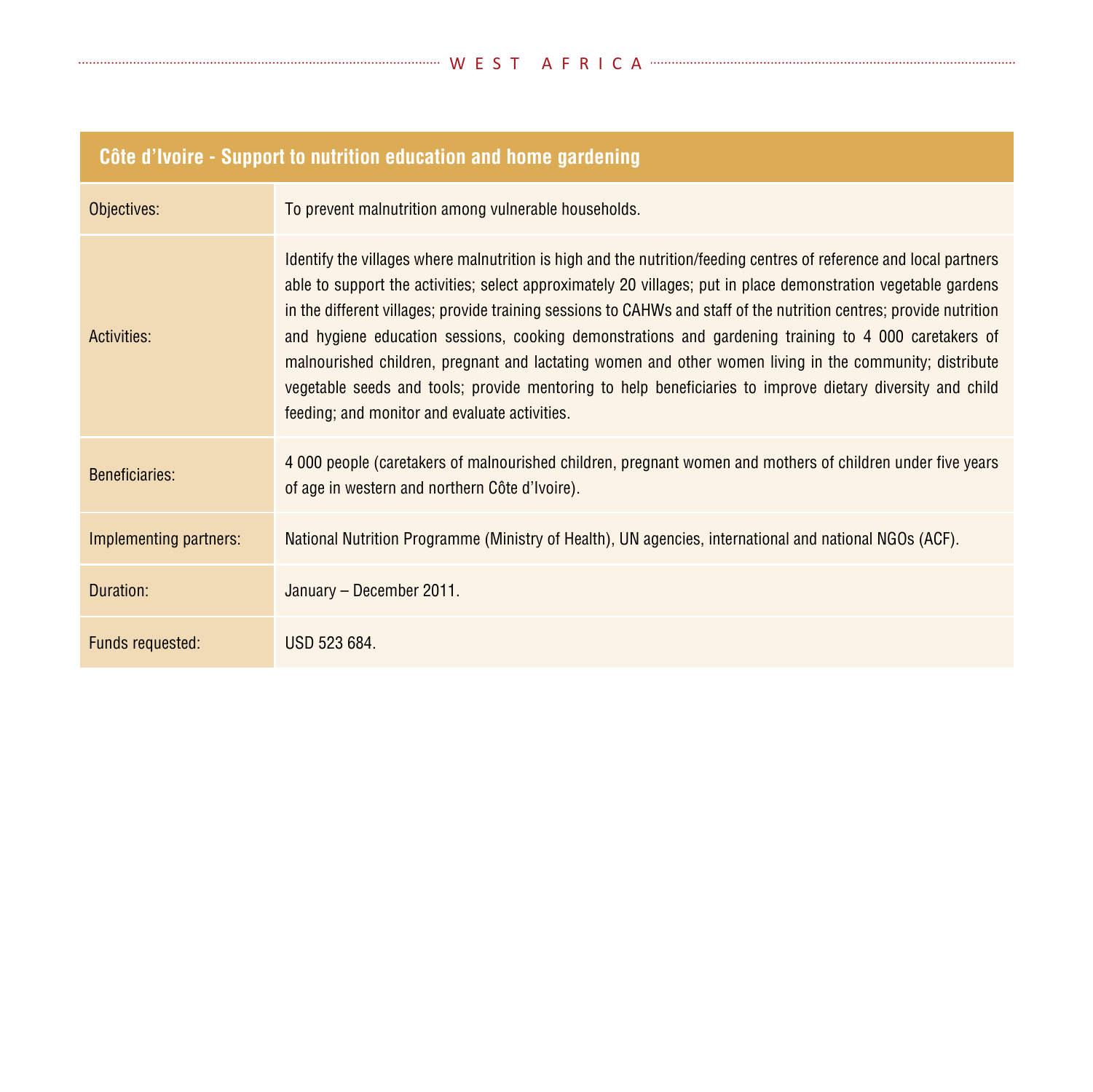| Côte d'Ivoire - Support to nutrition education and home gardening | |
|---|---|
| Objectives: | To prevent malnutrition among vulnerable households. |
| Activities: | Identify the villages where malnutrition is high and the nutrition/feeding centres of reference and local partners able to support the activities; select approximately 20 villages; put in place demonstration vegetable gardens in the different villages; provide training sessions to CAHWs and staff of the nutrition centres; provide nutrition and hygiene education sessions, cooking demonstrations and gardening training to 4 000 caretakers of malnourished children, pregnant and lactating women and other women living in the community; distribute vegetable seeds and tools; provide mentoring to help beneficiaries to improve dietary diversity and child feeding; and monitor and evaluate activities. |
| Beneficiaries: | 4 000 people (caretakers of malnourished children, pregnant women and mothers of children under five years of age in western and northern Côte d'Ivoire). |
| Implementing partners: | National Nutrition Programme (Ministry of Health), UN agencies, international and national NGOs (ACF). |
| Duration: | January – December 2011. |
| Funds requested: | USD 523 684. |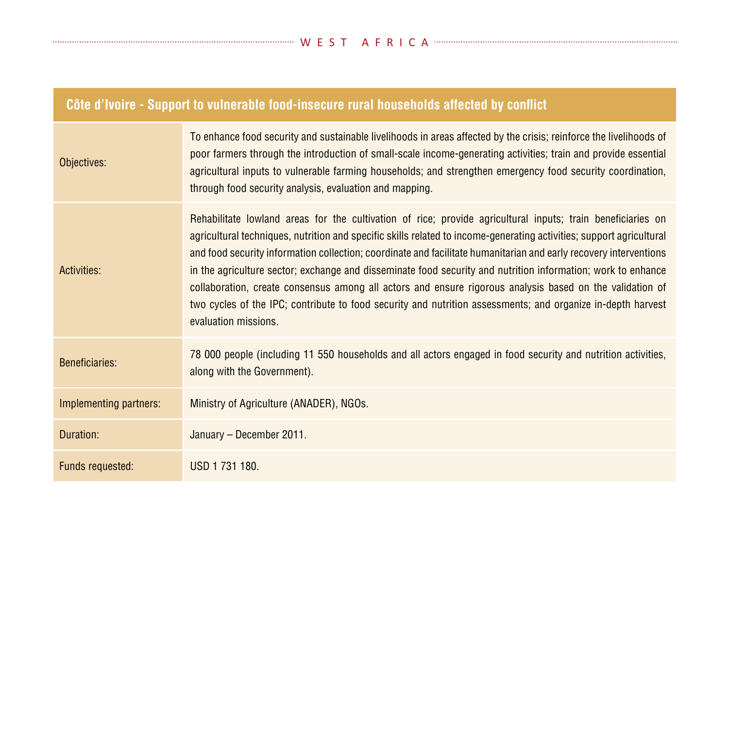| Côte d'Ivoire - Support to vulnerable food-insecure rural households affected by conflict | |
|---|---|
| Objectives: | To enhance food security and sustainable livelihoods in areas affected by the crisis; reinforce the livelihoods of poor farmers through the introduction of small-scale income-generating activities; train and provide essential agricultural inputs to vulnerable farming households; and strengthen emergency food security coordination, through food security analysis, evaluation and mapping. |
| Activities: | Rehabilitate lowland areas for the cultivation of rice; provide agricultural inputs; train beneficiaries on agricultural techniques, nutrition and specific skills related to income-generating activities; support agricultural and food security information collection; coordinate and facilitate humanitarian and early recovery interventions in the agriculture sector; exchange and disseminate food security and nutrition information; work to enhance collaboration, create consensus among all actors and ensure rigorous analysis based on the validation of two cycles of the IPC; contribute to food security and nutrition assessments; and organize in-depth harvest evaluation missions. |
| Beneficiaries: | 78 000 people (including 11 550 households and all actors engaged in food security and nutrition activities, along with the Government). |
| Implementing partners: | Ministry of Agriculture (ANADER), NGOs. |
| Duration: | January – December 2011. |
| Funds requested: | USD 1 731 180. |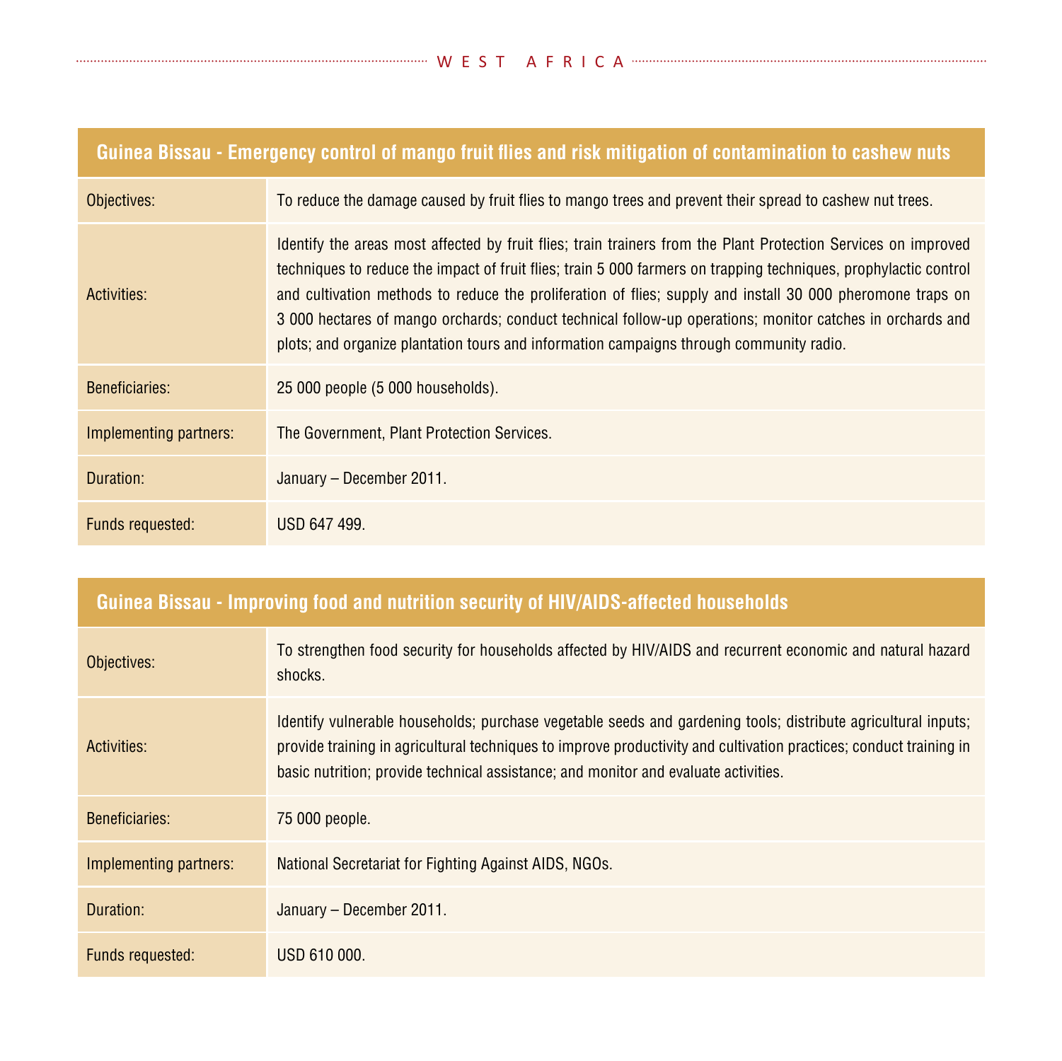| Guinea Bissau - Emergency control of mango fruit flies and risk mitigation of contamination to cashew nuts | |
|---|---|
| Objectives: | To reduce the damage caused by fruit flies to mango trees and prevent their spread to cashew nut trees. |
| Activities: | Identify the areas most affected by fruit flies; train trainers from the Plant Protection Services on improved techniques to reduce the impact of fruit flies; train 5 000 farmers on trapping techniques, prophylactic control and cultivation methods to reduce the proliferation of flies; supply and install 30 000 pheromone traps on 3 000 hectares of mango orchards; conduct technical follow-up operations; monitor catches in orchards and plots; and organize plantation tours and information campaigns through community radio. |
| Beneficiaries: | 25 000 people (5 000 households). |
| Implementing partners: | The Government, Plant Protection Services. |
| Duration: | January – December 2011. |
| Funds requested: | USD 647 499. |

| Guinea Bissau - Improving food and nutrition security of HIV/AIDS-affected households | |
|---|---|
| Objectives: | To strengthen food security for households affected by HIV/AIDS and recurrent economic and natural hazard shocks. |
| Activities: | Identify vulnerable households; purchase vegetable seeds and gardening tools; distribute agricultural inputs; provide training in agricultural techniques to improve productivity and cultivation practices; conduct training in basic nutrition; provide technical assistance; and monitor and evaluate activities. |
| Beneficiaries: | 75 000 people. |
| Implementing partners: | National Secretariat for Fighting Against AIDS, NGOs. |
| Duration: | January – December 2011. |
| Funds requested: | USD 610 000. |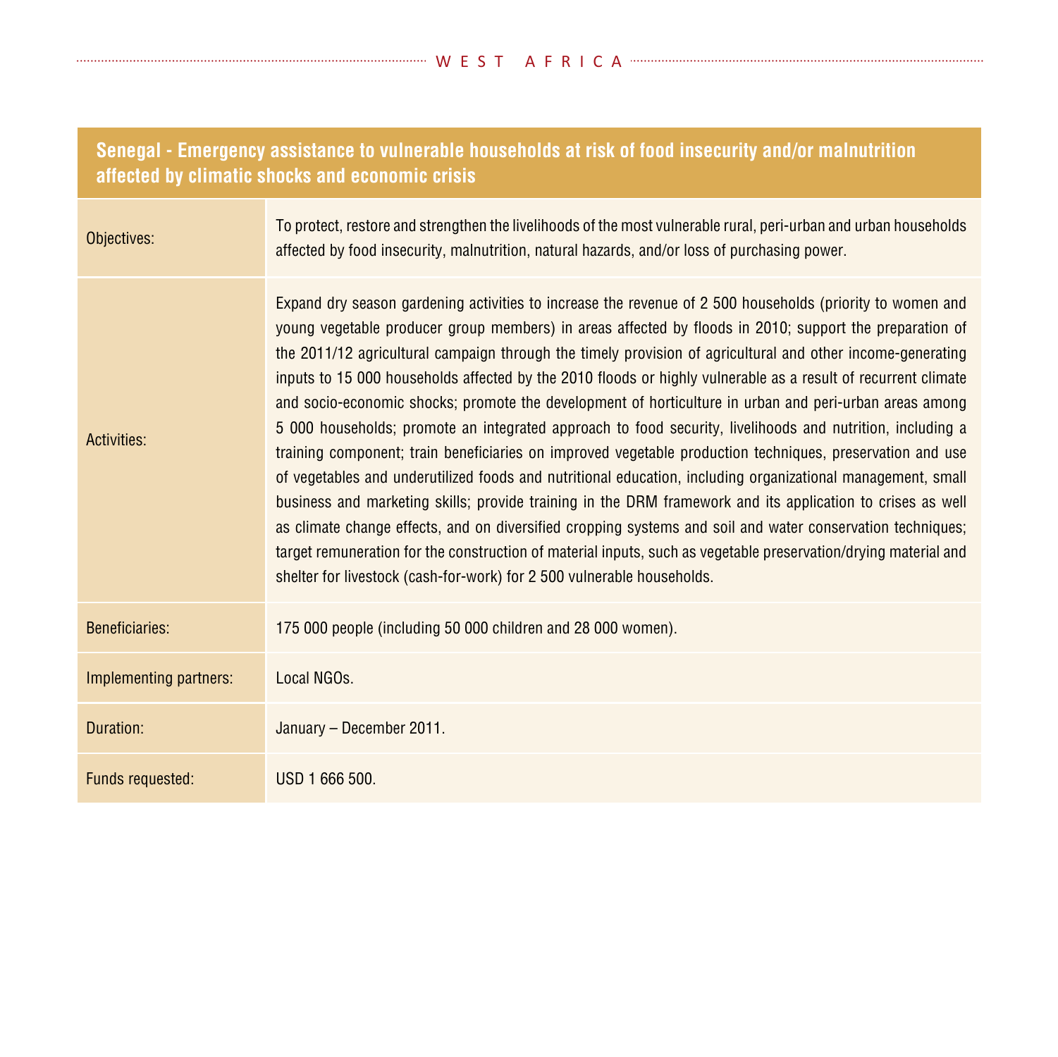| Senegal - Emergency assistance to vulnerable households at risk of food insecurity and/or malnutrition affected by climatic shocks and economic crisis | |
|---|---|
| Objectives: | To protect, restore and strengthen the livelihoods of the most vulnerable rural, peri-urban and urban households affected by food insecurity, malnutrition, natural hazards, and/or loss of purchasing power. |
| Activities: | Expand dry season gardening activities to increase the revenue of 2 500 households (priority to women and young vegetable producer group members) in areas affected by floods in 2010; support the preparation of the 2011/12 agricultural campaign through the timely provision of agricultural and other income-generating inputs to 15 000 households affected by the 2010 floods or highly vulnerable as a result of recurrent climate and socio-economic shocks; promote the development of horticulture in urban and peri-urban areas among 5 000 households; promote an integrated approach to food security, livelihoods and nutrition, including a training component; train beneficiaries on improved vegetable production techniques, preservation and use of vegetables and underutilized foods and nutritional education, including organizational management, small business and marketing skills; provide training in the DRM framework and its application to crises as well as climate change effects, and on diversified cropping systems and soil and water conservation techniques; target remuneration for the construction of material inputs, such as vegetable preservation/drying material and shelter for livestock (cash-for-work) for 2 500 vulnerable households. |
| Beneficiaries: | 175 000 people (including 50 000 children and 28 000 women). |
| Implementing partners: | Local NGOs. |
| Duration: | January – December 2011. |
| Funds requested: | USD 1 666 500. |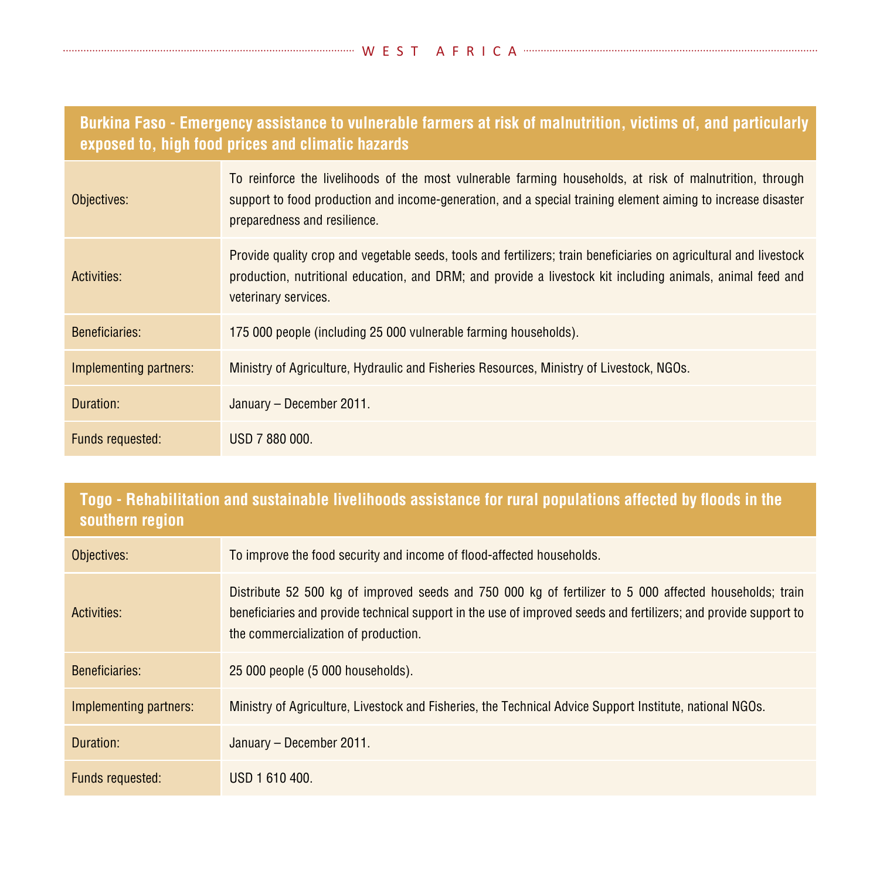| Burkina Faso - Emergency assistance to vulnerable farmers at risk of malnutrition, victims of, and particularly exposed to, high food prices and climatic hazards | |
|---|---|
| Objectives: | To reinforce the livelihoods of the most vulnerable farming households, at risk of malnutrition, through support to food production and income-generation, and a special training element aiming to increase disaster preparedness and resilience. |
| Activities: | Provide quality crop and vegetable seeds, tools and fertilizers; train beneficiaries on agricultural and livestock production, nutritional education, and DRM; and provide a livestock kit including animals, animal feed and veterinary services. |
| Beneficiaries: | 175 000 people (including 25 000 vulnerable farming households). |
| Implementing partners: | Ministry of Agriculture, Hydraulic and Fisheries Resources, Ministry of Livestock, NGOs. |
| Duration: | January – December 2011. |
| Funds requested: | USD 7 880 000. |

| Togo - Rehabilitation and sustainable livelihoods assistance for rural populations affected by floods in the southern region | |
|---|---|
| Objectives: | To improve the food security and income of flood-affected households. |
| Activities: | Distribute 52 500 kg of improved seeds and 750 000 kg of fertilizer to 5 000 affected households; train beneficiaries and provide technical support in the use of improved seeds and fertilizers; and provide support to the commercialization of production. |
| Beneficiaries: | 25 000 people (5 000 households). |
| Implementing partners: | Ministry of Agriculture, Livestock and Fisheries, the Technical Advice Support Institute, national NGOs. |
| Duration: | January – December 2011. |
| Funds requested: | USD 1 610 400. |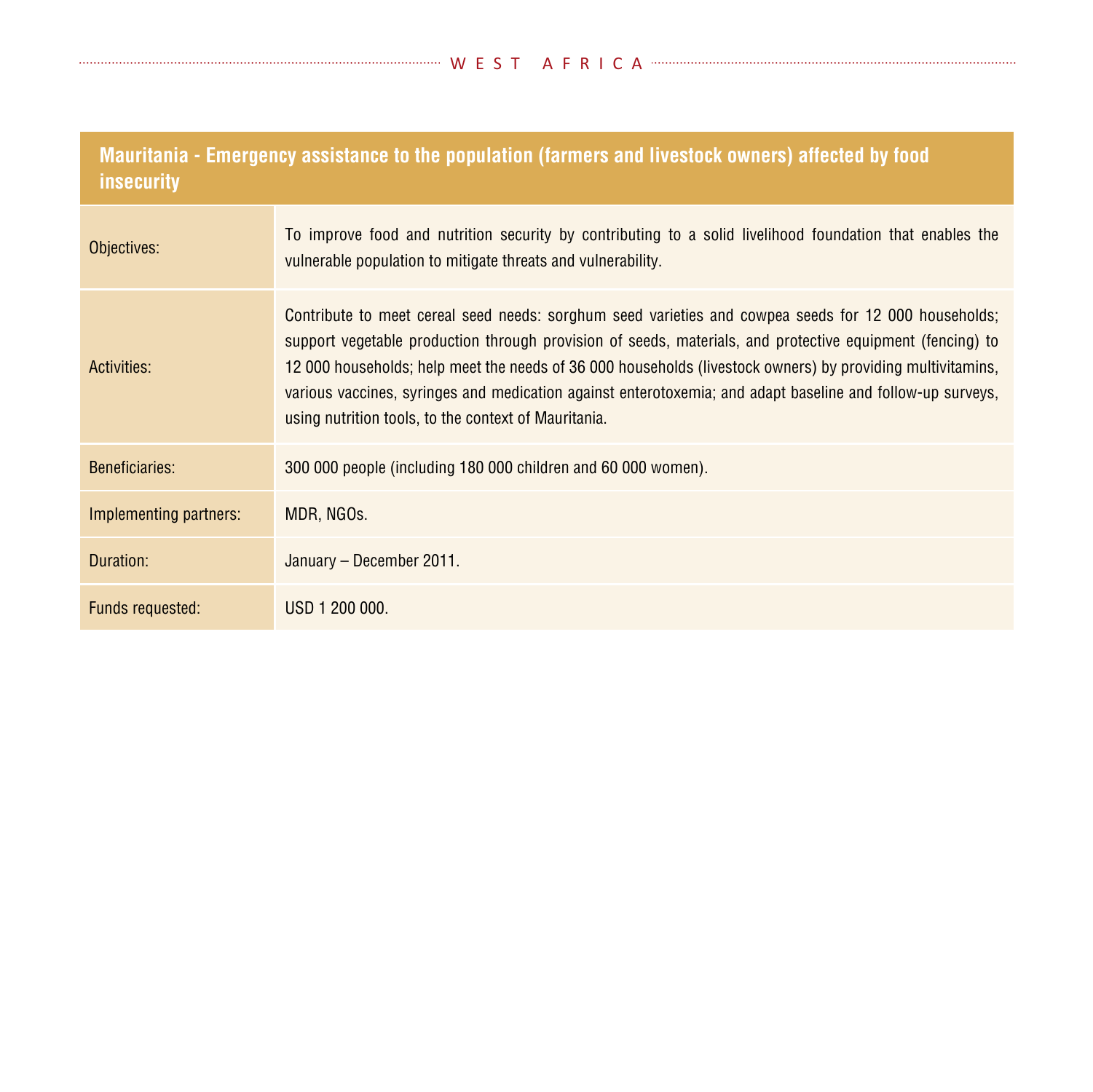| Mauritania - Emergency assistance to the population (farmers and livestock owners) affected by food insecurity | |
|---|---|
| Objectives: | To improve food and nutrition security by contributing to a solid livelihood foundation that enables the vulnerable population to mitigate threats and vulnerability. |
| Activities: | Contribute to meet cereal seed needs: sorghum seed varieties and cowpea seeds for 12 000 households; support vegetable production through provision of seeds, materials, and protective equipment (fencing) to 12 000 households; help meet the needs of 36 000 households (livestock owners) by providing multivitamins, various vaccines, syringes and medication against enterotoxemia; and adapt baseline and follow-up surveys, using nutrition tools, to the context of Mauritania. |
| Beneficiaries: | 300 000 people (including 180 000 children and 60 000 women). |
| Implementing partners: | MDR, NGOs. |
| Duration: | January – December 2011. |
| Funds requested: | USD 1 200 000. |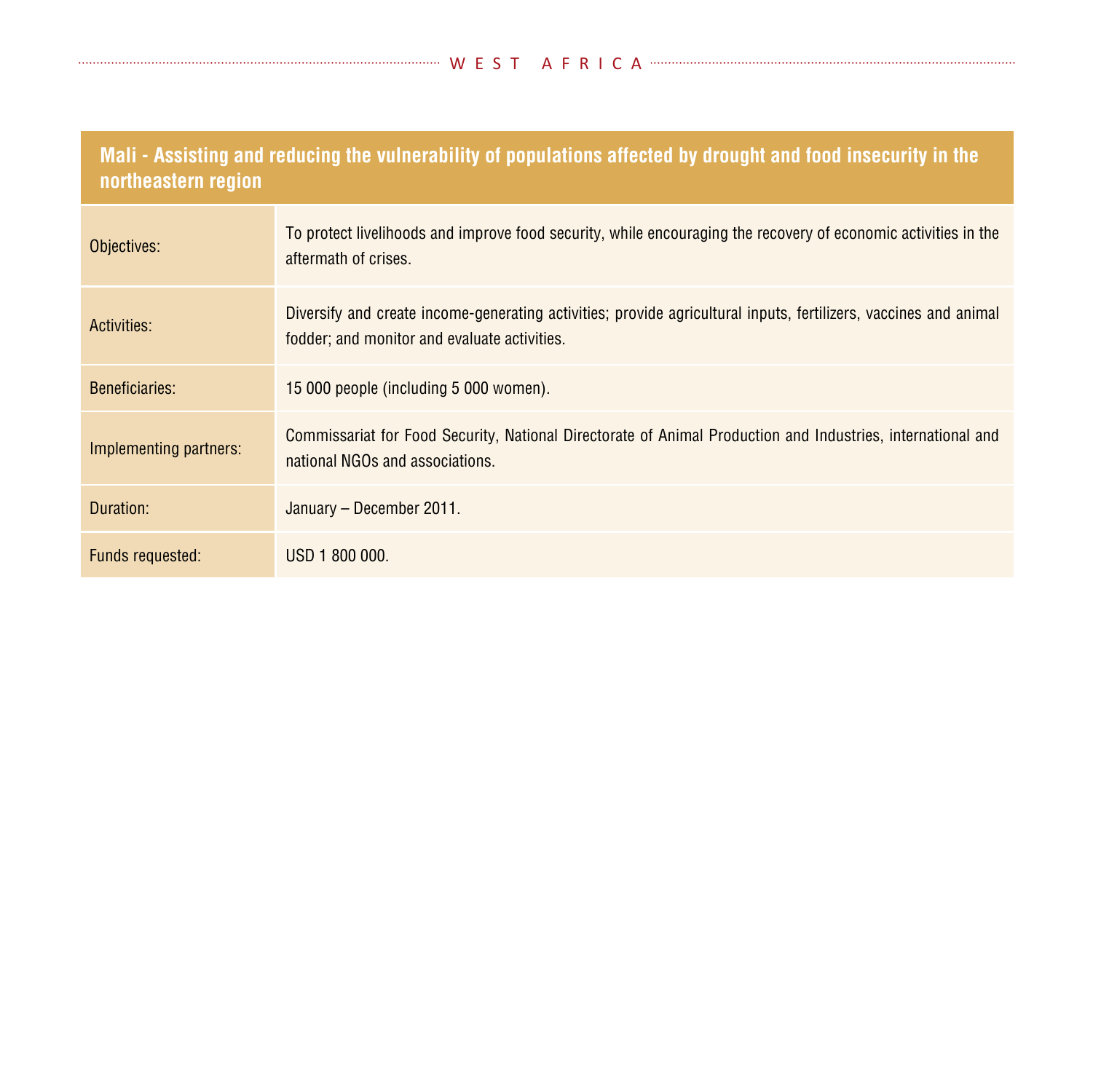| Mali - Assisting and reducing the vulnerability of populations affected by drought and food insecurity in the northeastern region | |
|---|---|
| Objectives: | To protect livelihoods and improve food security, while encouraging the recovery of economic activities in the aftermath of crises. |
| Activities: | Diversify and create income-generating activities; provide agricultural inputs, fertilizers, vaccines and animal fodder; and monitor and evaluate activities. |
| Beneficiaries: | 15 000 people (including 5 000 women). |
| Implementing partners: | Commissariat for Food Security, National Directorate of Animal Production and Industries, international and national NGOs and associations. |
| Duration: | January – December 2011. |
| Funds requested: | USD 1 800 000. |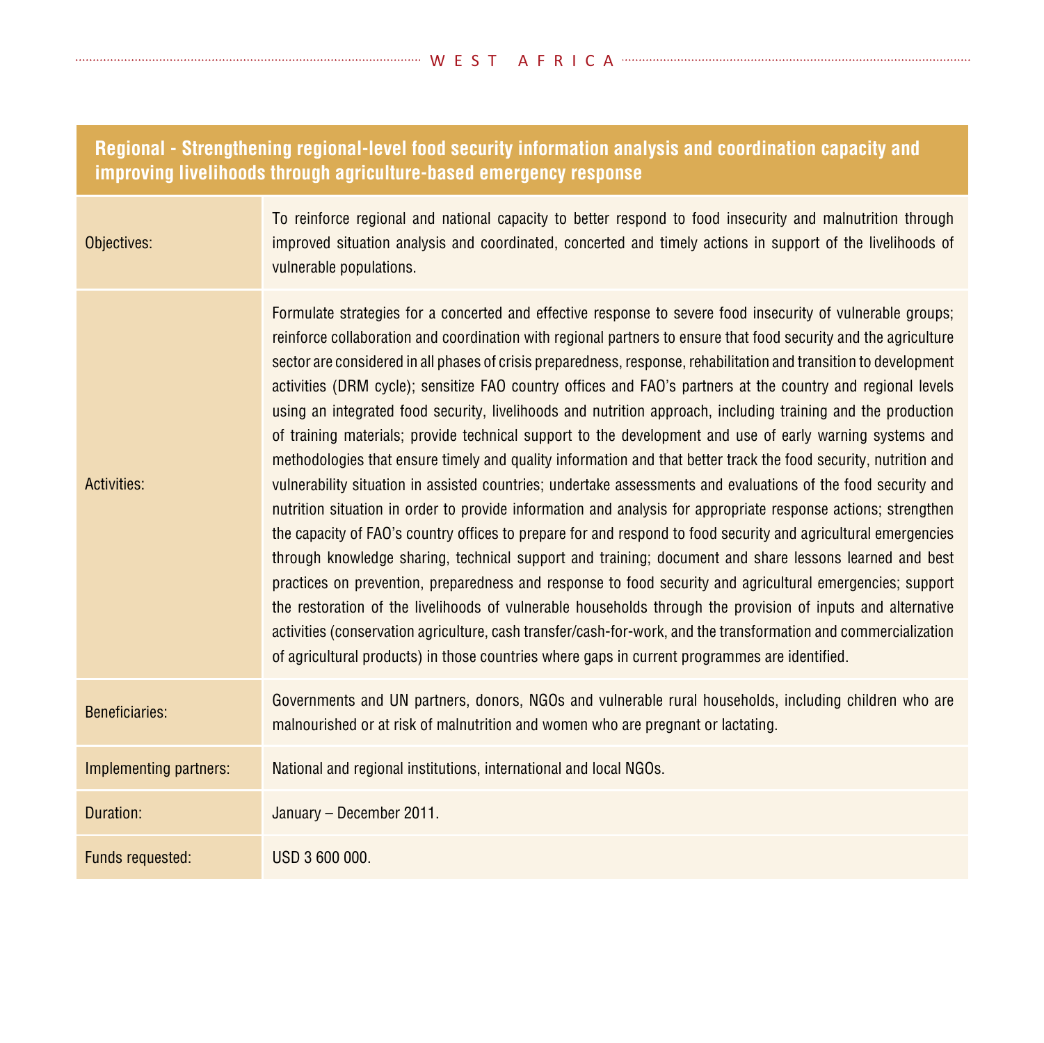| Regional - Strengthening regional-level food security information analysis and coordination capacity and improving livelihoods through agriculture-based emergency response | |
|---|---|
| Objectives: | To reinforce regional and national capacity to better respond to food insecurity and malnutrition through improved situation analysis and coordinated, concerted and timely actions in support of the livelihoods of vulnerable populations. |
| Activities: | Formulate strategies for a concerted and effective response to severe food insecurity of vulnerable groups; reinforce collaboration and coordination with regional partners to ensure that food security and the agriculture sector are considered in all phases of crisis preparedness, response, rehabilitation and transition to development activities (DRM cycle); sensitize FAO country offices and FAO's partners at the country and regional levels using an integrated food security, livelihoods and nutrition approach, including training and the production of training materials; provide technical support to the development and use of early warning systems and methodologies that ensure timely and quality information and that better track the food security, nutrition and vulnerability situation in assisted countries; undertake assessments and evaluations of the food security and nutrition situation in order to provide information and analysis for appropriate response actions; strengthen the capacity of FAO's country offices to prepare for and respond to food security and agricultural emergencies through knowledge sharing, technical support and training; document and share lessons learned and best practices on prevention, preparedness and response to food security and agricultural emergencies; support the restoration of the livelihoods of vulnerable households through the provision of inputs and alternative activities (conservation agriculture, cash transfer/cash-for-work, and the transformation and commercialization of agricultural products) in those countries where gaps in current programmes are identified. |
| Beneficiaries: | Governments and UN partners, donors, NGOs and vulnerable rural households, including children who are malnourished or at risk of malnutrition and women who are pregnant or lactating. |
| Implementing partners: | National and regional institutions, international and local NGOs. |
| Duration: | January – December 2011. |
| Funds requested: | USD 3 600 000. |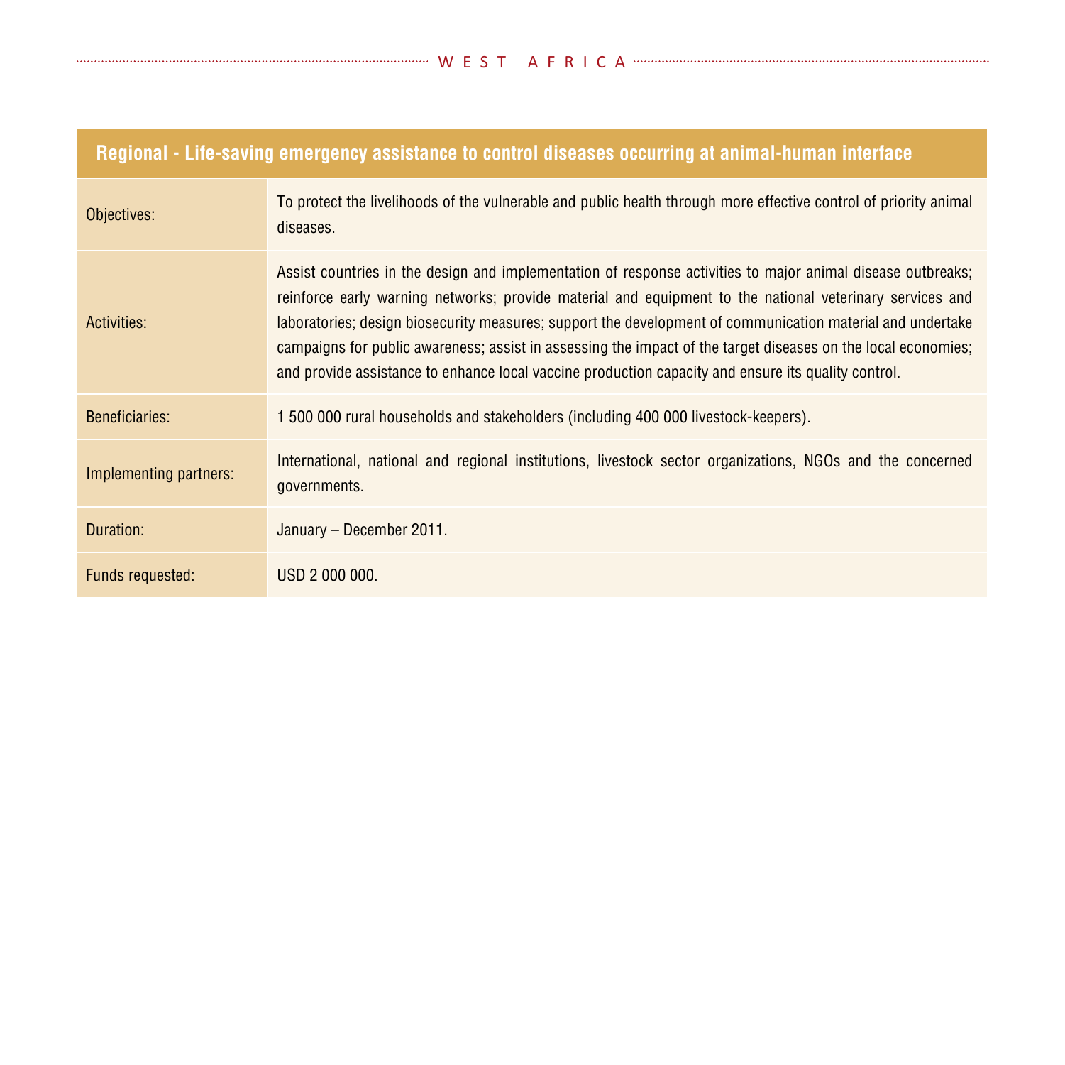| Regional - Life-saving emergency assistance to control diseases occurring at animal-human interface | |
|---|---|
| Objectives: | To protect the livelihoods of the vulnerable and public health through more effective control of priority animal diseases. |
| Activities: | Assist countries in the design and implementation of response activities to major animal disease outbreaks; reinforce early warning networks; provide material and equipment to the national veterinary services and laboratories; design biosecurity measures; support the development of communication material and undertake campaigns for public awareness; assist in assessing the impact of the target diseases on the local economies; and provide assistance to enhance local vaccine production capacity and ensure its quality control. |
| Beneficiaries: | 1 500 000 rural households and stakeholders (including 400 000 livestock-keepers). |
| Implementing partners: | International, national and regional institutions, livestock sector organizations, NGOs and the concerned governments. |
| Duration: | January – December 2011. |
| Funds requested: | USD 2 000 000. |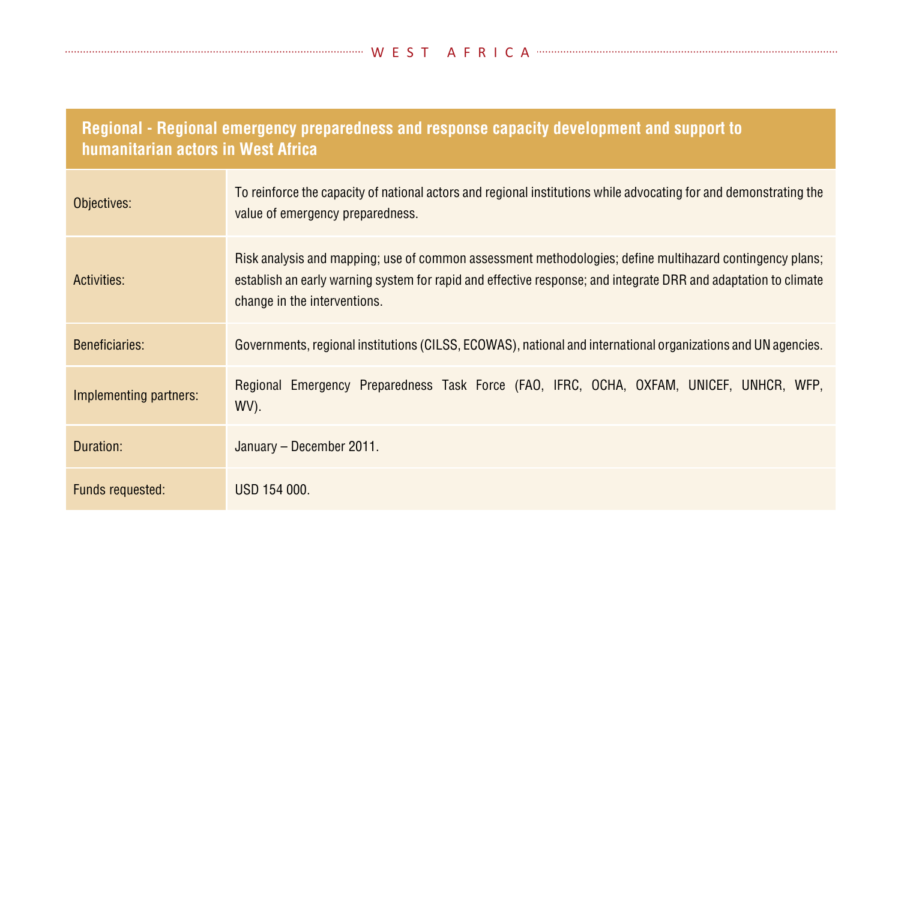| Regional - Regional emergency preparedness and response capacity development and support to humanitarian actors in West Africa | |
|---|---|
| Objectives: | To reinforce the capacity of national actors and regional institutions while advocating for and demonstrating the value of emergency preparedness. |
| Activities: | Risk analysis and mapping; use of common assessment methodologies; define multihazard contingency plans; establish an early warning system for rapid and effective response; and integrate DRR and adaptation to climate change in the interventions. |
| Beneficiaries: | Governments, regional institutions (CILSS, ECOWAS), national and international organizations and UN agencies. |
| Implementing partners: | Regional Emergency Preparedness Task Force (FAO, IFRC, OCHA, OXFAM, UNICEF, UNHCR, WFP, WV). |
| Duration: | January – December 2011. |
| Funds requested: | USD 154 000. |